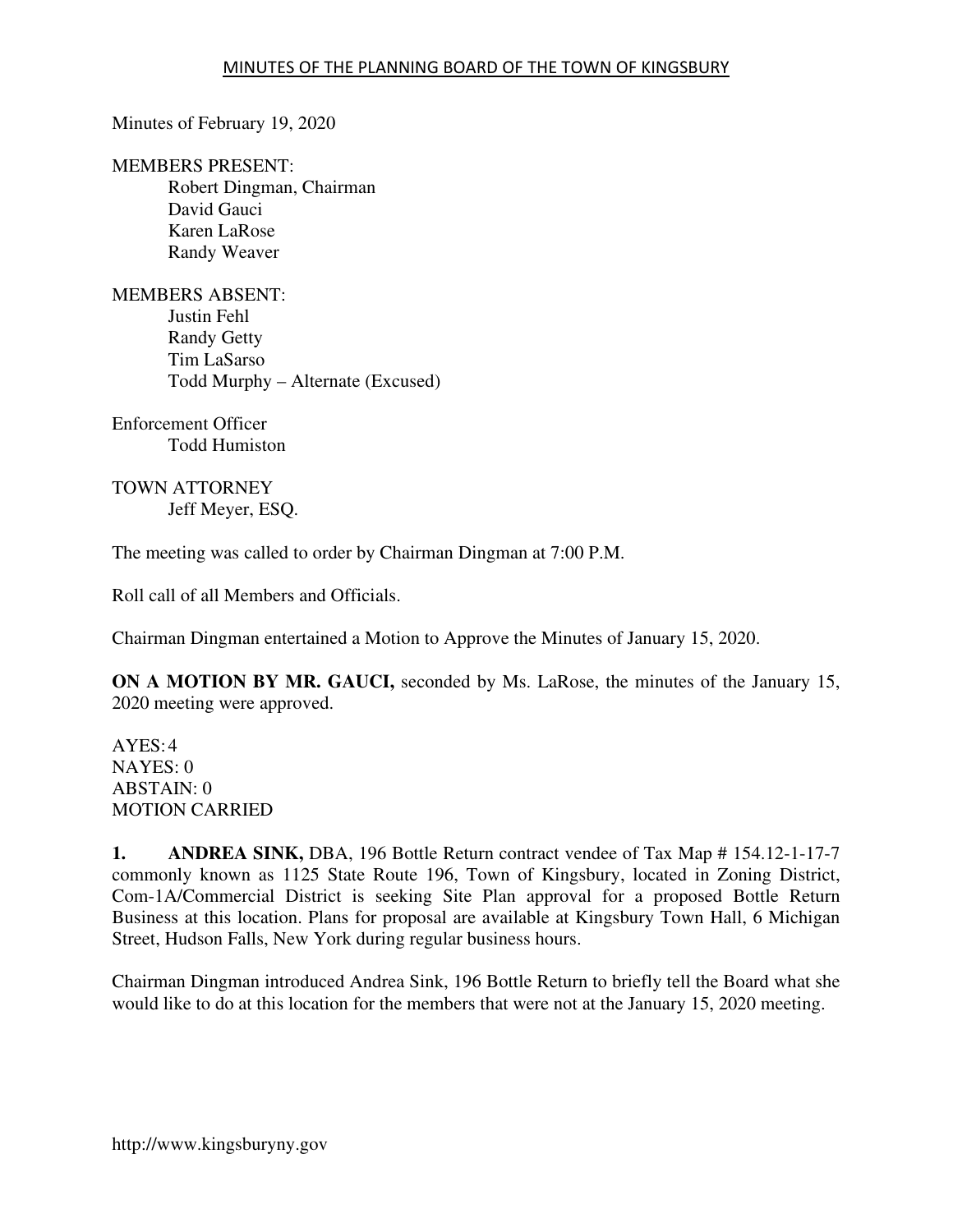# MINUTES OF THE PLANNING BOARD OF THE TOWN OF KINGSBURY

Minutes of February 19, 2020

MEMBERS PRESENT:
- Robert Dingman, Chairman
- David Gauci
- Karen LaRose
- Randy Weaver

MEMBERS ABSENT:
- Justin Fehl
- Randy Getty
- Tim LaSarso
- Todd Murphy – Alternate (Excused)

Enforcement Officer
- Todd Humiston

TOWN ATTORNEY
- Jeff Meyer, ESQ.

The meeting was called to order by Chairman Dingman at 7:00 P.M.

Roll call of all Members and Officials.

Chairman Dingman entertained a Motion to Approve the Minutes of January 15, 2020.

**ON A MOTION BY MR. GAUCI,** seconded by Ms. LaRose, the minutes of the January 15, 2020 meeting were approved.

AYES: 4
NAYES: 0
ABSTAIN: 0
MOTION CARRIED

**1. ANDREA SINK,** DBA, 196 Bottle Return contract vendee of Tax Map # 154.12-1-17-7 commonly known as 1125 State Route 196, Town of Kingsbury, located in Zoning District, Com-1A/Commercial District is seeking Site Plan approval for a proposed Bottle Return Business at this location. Plans for proposal are available at Kingsbury Town Hall, 6 Michigan Street, Hudson Falls, New York during regular business hours.

Chairman Dingman introduced Andrea Sink, 196 Bottle Return to briefly tell the Board what she would like to do at this location for the members that were not at the January 15, 2020 meeting.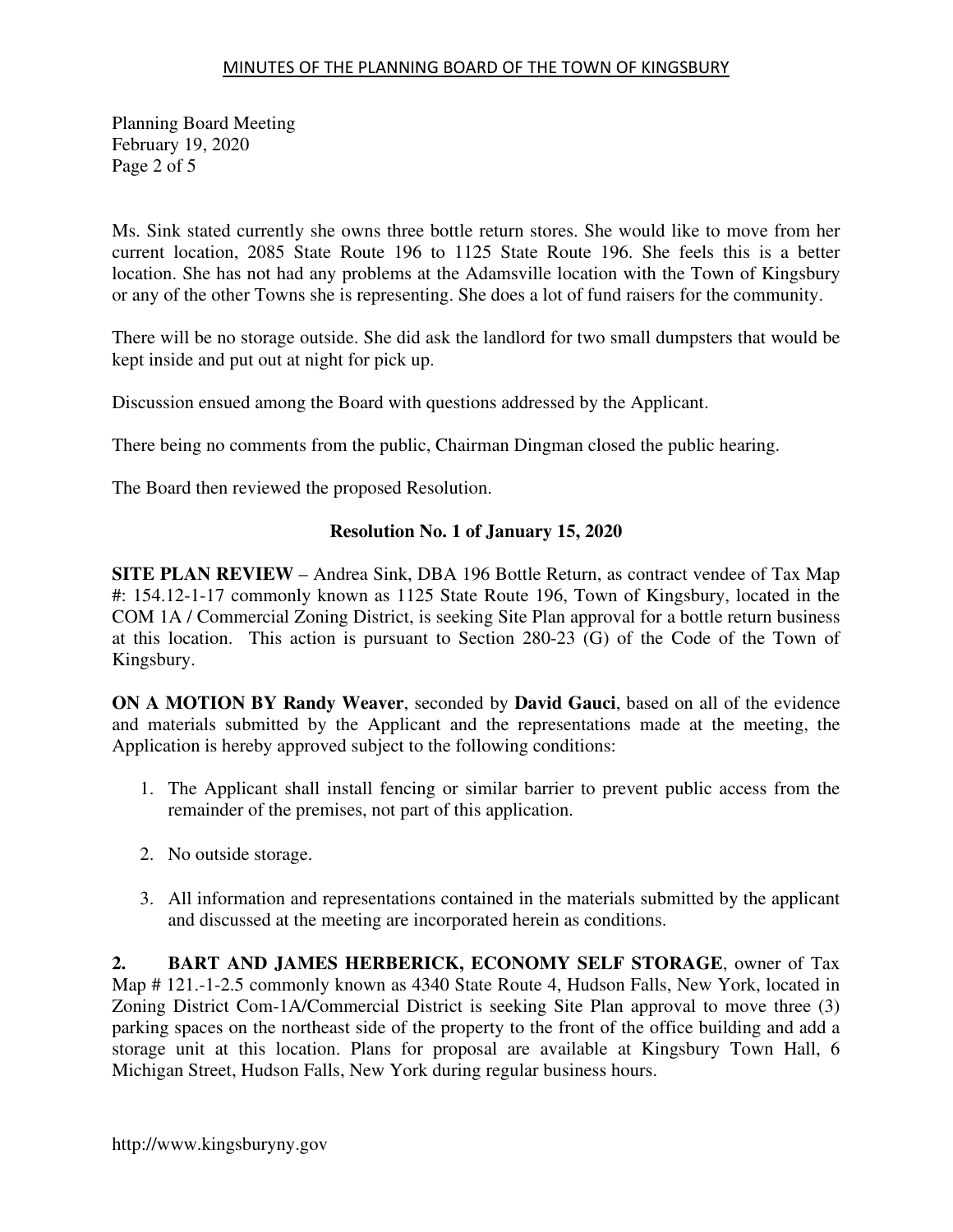Ms. Sink stated currently she owns three bottle return stores. She would like to move from her current location, 2085 State Route 196 to 1125 State Route 196. She feels this is a better location. She has not had any problems at the Adamsville location with the Town of Kingsbury or any of the other Towns she is representing. She does a lot of fund raisers for the community.

There will be no storage outside. She did ask the landlord for two small dumpsters that would be kept inside and put out at night for pick up.

Discussion ensued among the Board with questions addressed by the Applicant.

There being no comments from the public, Chairman Dingman closed the public hearing.

The Board then reviewed the proposed Resolution.

**Resolution No. 1 of January 15, 2020**

**SITE PLAN REVIEW** – Andrea Sink, DBA 196 Bottle Return, as contract vendee of Tax Map #: 154.12-1-17 commonly known as 1125 State Route 196, Town of Kingsbury, located in the COM 1A / Commercial Zoning District, is seeking Site Plan approval for a bottle return business at this location. This action is pursuant to Section 280-23 (G) of the Code of the Town of Kingsbury.

**ON A MOTION BY Randy Weaver**, seconded by **David Gauci**, based on all of the evidence and materials submitted by the Applicant and the representations made at the meeting, the Application is hereby approved subject to the following conditions:

1. The Applicant shall install fencing or similar barrier to prevent public access from the remainder of the premises, not part of this application.

2. No outside storage.

3. All information and representations contained in the materials submitted by the applicant and discussed at the meeting are incorporated herein as conditions.

**2. BART AND JAMES HERBERICK, ECONOMY SELF STORAGE**, owner of Tax Map # 121.-1-2.5 commonly known as 4340 State Route 4, Hudson Falls, New York, located in Zoning District Com-1A/Commercial District is seeking Site Plan approval to move three (3) parking spaces on the northeast side of the property to the front of the office building and add a storage unit at this location. Plans for proposal are available at Kingsbury Town Hall, 6 Michigan Street, Hudson Falls, New York during regular business hours.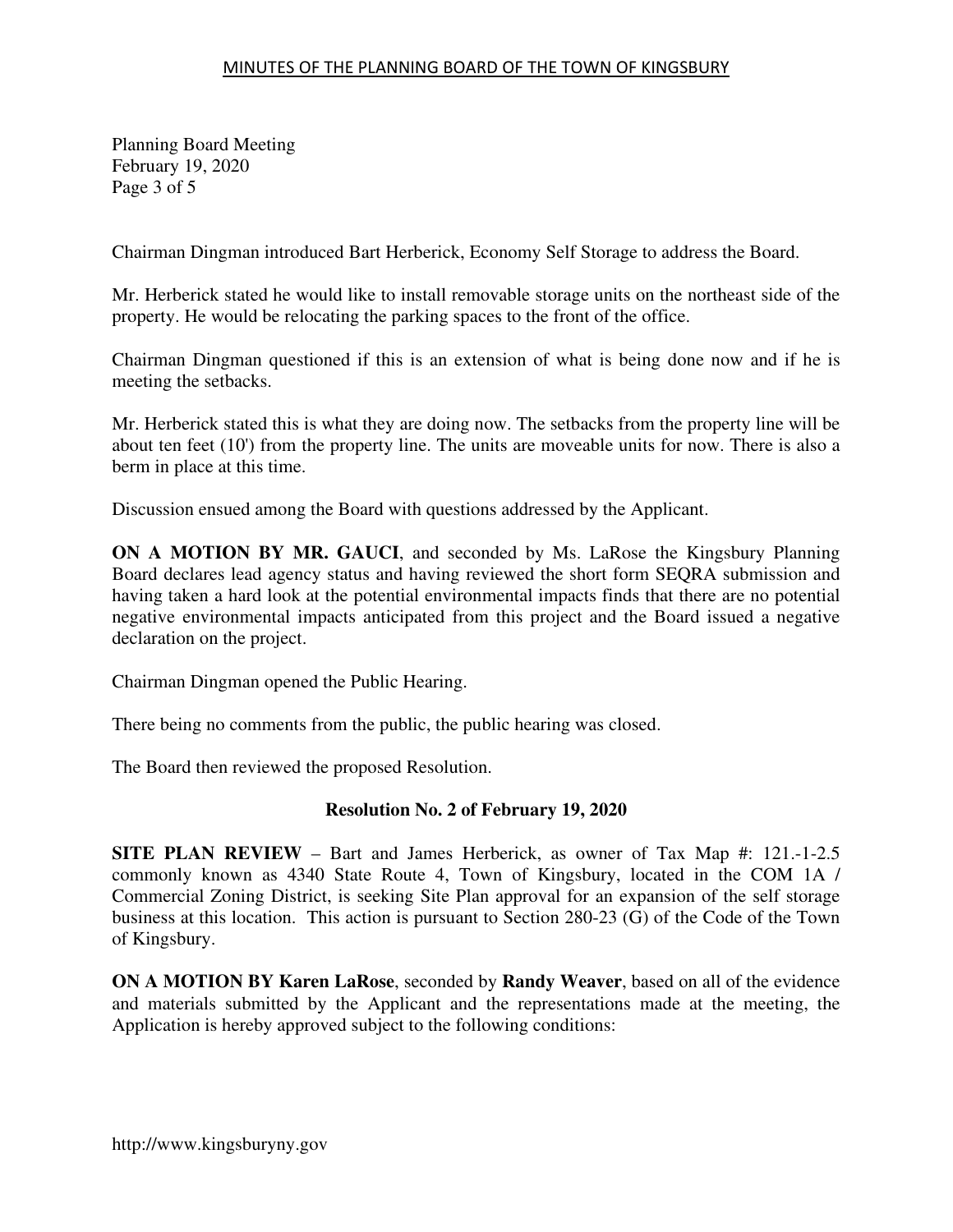Chairman Dingman introduced Bart Herberick, Economy Self Storage to address the Board.

Mr. Herberick stated he would like to install removable storage units on the northeast side of the property. He would be relocating the parking spaces to the front of the office.

Chairman Dingman questioned if this is an extension of what is being done now and if he is meeting the setbacks.

Mr. Herberick stated this is what they are doing now. The setbacks from the property line will be about ten feet (10') from the property line. The units are moveable units for now. There is also a berm in place at this time.

Discussion ensued among the Board with questions addressed by the Applicant.

**ON A MOTION BY MR. GAUCI**, and seconded by Ms. LaRose the Kingsbury Planning Board declares lead agency status and having reviewed the short form SEQRA submission and having taken a hard look at the potential environmental impacts finds that there are no potential negative environmental impacts anticipated from this project and the Board issued a negative declaration on the project.

Chairman Dingman opened the Public Hearing.

There being no comments from the public, the public hearing was closed.

The Board then reviewed the proposed Resolution.

**Resolution No. 2 of February 19, 2020**

**SITE PLAN REVIEW** – Bart and James Herberick, as owner of Tax Map #: 121.-1-2.5 commonly known as 4340 State Route 4, Town of Kingsbury, located in the COM 1A / Commercial Zoning District, is seeking Site Plan approval for an expansion of the self storage business at this location. This action is pursuant to Section 280-23 (G) of the Code of the Town of Kingsbury.

**ON A MOTION BY Karen LaRose**, seconded by **Randy Weaver**, based on all of the evidence and materials submitted by the Applicant and the representations made at the meeting, the Application is hereby approved subject to the following conditions: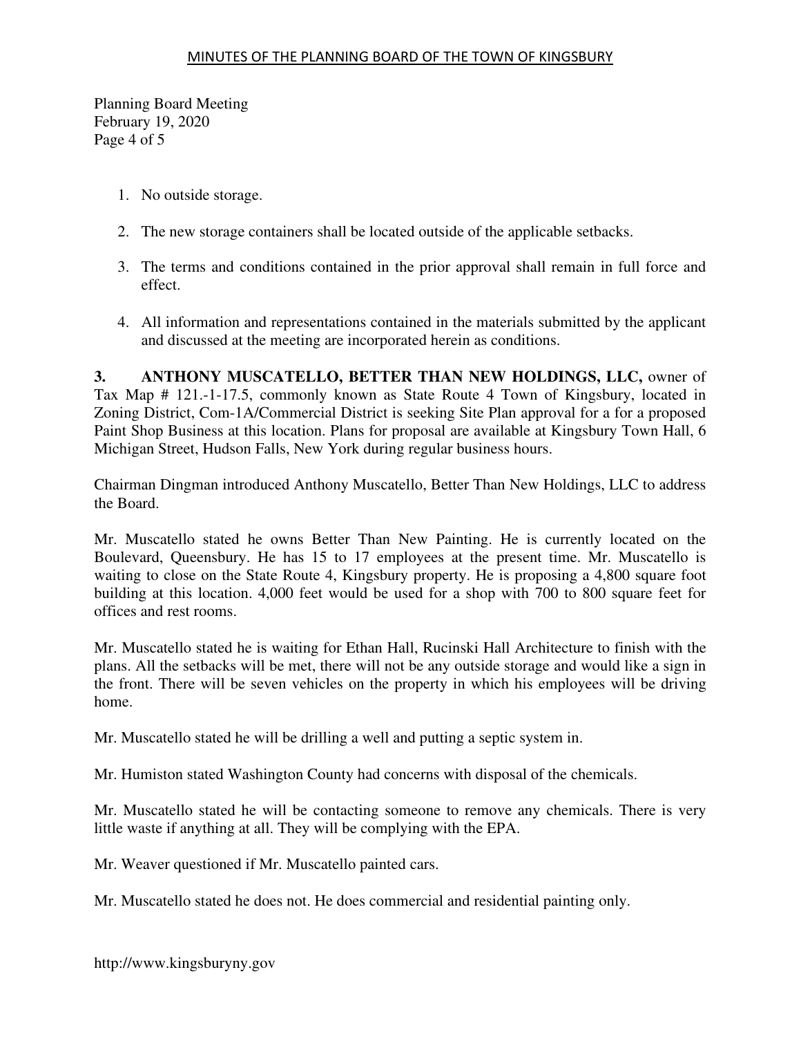1. No outside storage.

2. The new storage containers shall be located outside of the applicable setbacks.

3. The terms and conditions contained in the prior approval shall remain in full force and effect.

4. All information and representations contained in the materials submitted by the applicant and discussed at the meeting are incorporated herein as conditions.

**3. ANTHONY MUSCATELLO, BETTER THAN NEW HOLDINGS, LLC,** owner of Tax Map # 121.-1-17.5, commonly known as State Route 4 Town of Kingsbury, located in Zoning District, Com-1A/Commercial District is seeking Site Plan approval for a for a proposed Paint Shop Business at this location. Plans for proposal are available at Kingsbury Town Hall, 6 Michigan Street, Hudson Falls, New York during regular business hours.

Chairman Dingman introduced Anthony Muscatello, Better Than New Holdings, LLC to address the Board.

Mr. Muscatello stated he owns Better Than New Painting. He is currently located on the Boulevard, Queensbury. He has 15 to 17 employees at the present time. Mr. Muscatello is waiting to close on the State Route 4, Kingsbury property. He is proposing a 4,800 square foot building at this location. 4,000 feet would be used for a shop with 700 to 800 square feet for offices and rest rooms.

Mr. Muscatello stated he is waiting for Ethan Hall, Rucinski Hall Architecture to finish with the plans. All the setbacks will be met, there will not be any outside storage and would like a sign in the front. There will be seven vehicles on the property in which his employees will be driving home.

Mr. Muscatello stated he will be drilling a well and putting a septic system in.

Mr. Humiston stated Washington County had concerns with disposal of the chemicals.

Mr. Muscatello stated he will be contacting someone to remove any chemicals. There is very little waste if anything at all. They will be complying with the EPA.

Mr. Weaver questioned if Mr. Muscatello painted cars.

Mr. Muscatello stated he does not. He does commercial and residential painting only.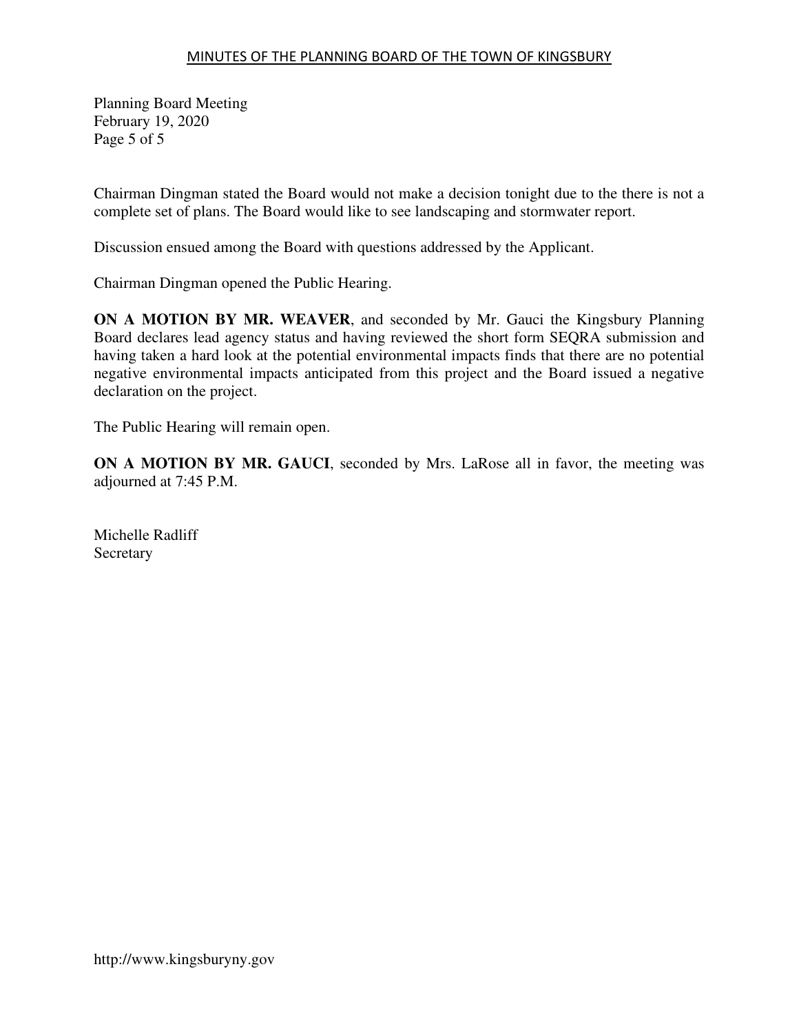Chairman Dingman stated the Board would not make a decision tonight due to the there is not a complete set of plans. The Board would like to see landscaping and stormwater report.

Discussion ensued among the Board with questions addressed by the Applicant.

Chairman Dingman opened the Public Hearing.

**ON A MOTION BY MR. WEAVER**, and seconded by Mr. Gauci the Kingsbury Planning Board declares lead agency status and having reviewed the short form SEQRA submission and having taken a hard look at the potential environmental impacts finds that there are no potential negative environmental impacts anticipated from this project and the Board issued a negative declaration on the project.

The Public Hearing will remain open.

**ON A MOTION BY MR. GAUCI**, seconded by Mrs. LaRose all in favor, the meeting was adjourned at 7:45 P.M.

Michelle Radliff
Secretary